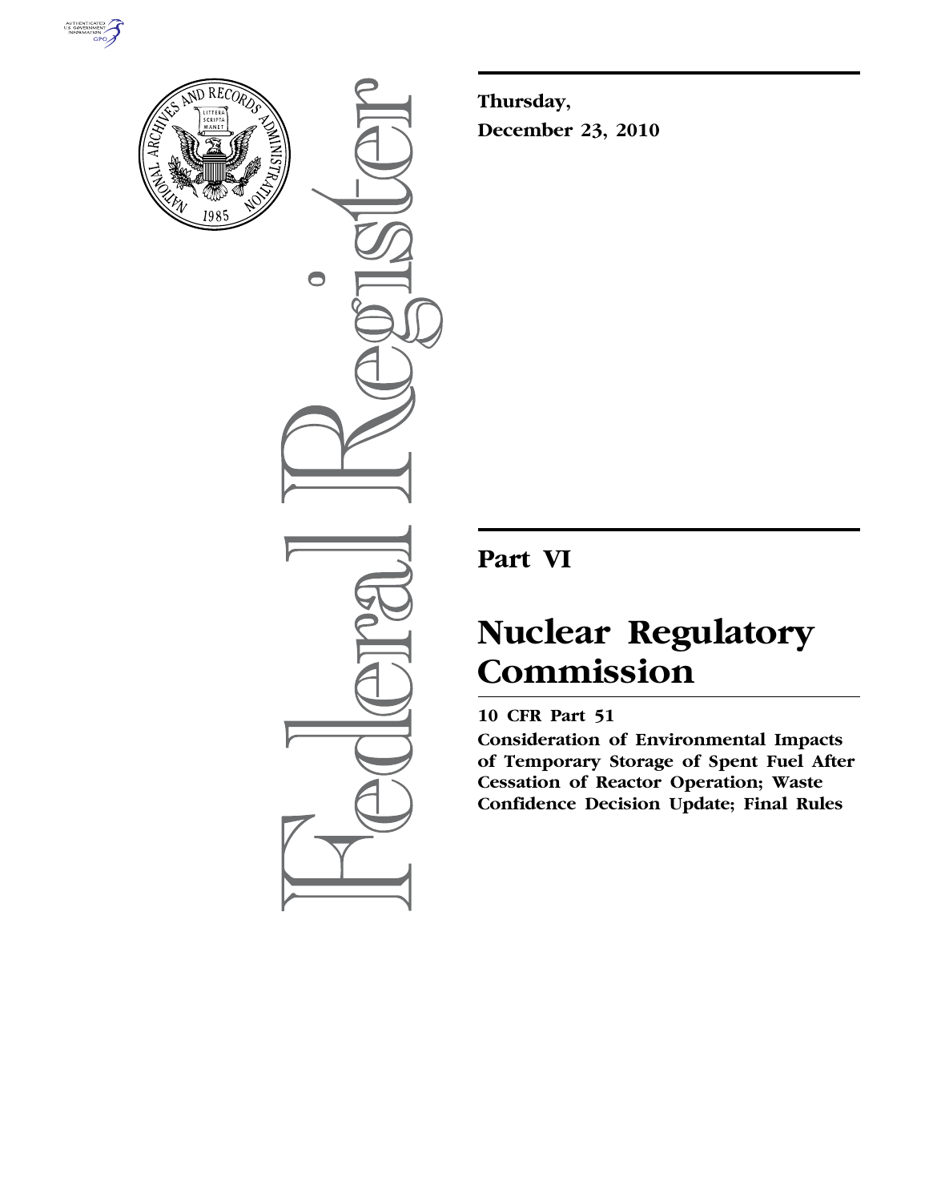**Thursday,**

**December 23, 2010**

## Part VI

# Nuclear Regulatory Commission

**10 CFR Part 51**

**Consideration of Environmental Impacts of Temporary Storage of Spent Fuel After Cessation of Reactor Operation; Waste Confidence Decision Update; Final Rules**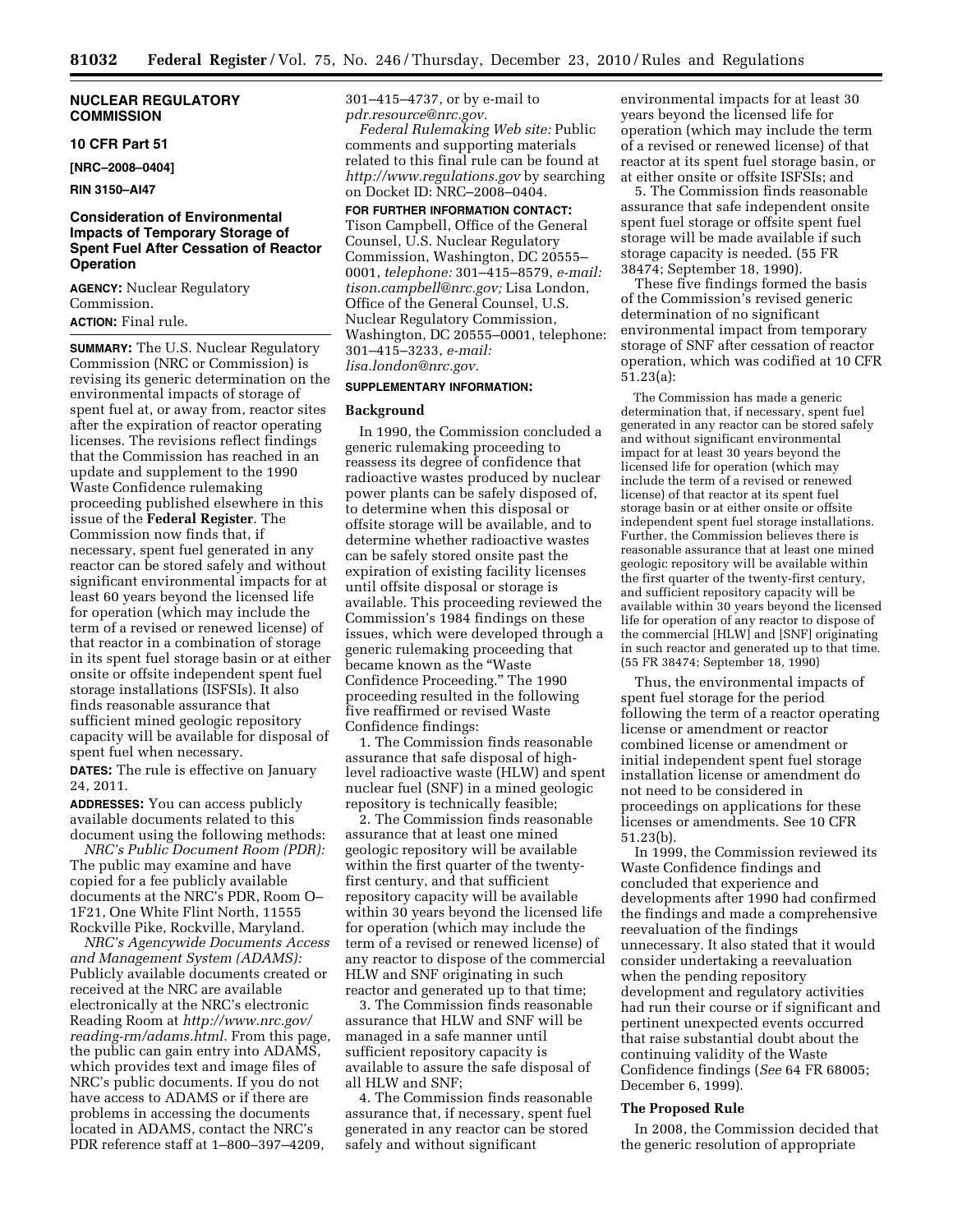**NUCLEAR REGULATORY COMMISSION**

**10 CFR Part 51**

**[NRC–2008–0404]**

**RIN 3150–AI47**

## Consideration of Environmental Impacts of Temporary Storage of Spent Fuel After Cessation of Reactor Operation

**AGENCY:** Nuclear Regulatory Commission.

**ACTION:** Final rule.

**SUMMARY:** The U.S. Nuclear Regulatory Commission (NRC or Commission) is revising its generic determination on the environmental impacts of storage of spent fuel at, or away from, reactor sites after the expiration of reactor operating licenses. The revisions reflect findings that the Commission has reached in an update and supplement to the 1990 Waste Confidence rulemaking proceeding published elsewhere in this issue of the **Federal Register**. The Commission now finds that, if necessary, spent fuel generated in any reactor can be stored safely and without significant environmental impacts for at least 60 years beyond the licensed life for operation (which may include the term of a revised or renewed license) of that reactor in a combination of storage in its spent fuel storage basin or at either onsite or offsite independent spent fuel storage installations (ISFSIs). It also finds reasonable assurance that sufficient mined geologic repository capacity will be available for disposal of spent fuel when necessary.

**DATES:** The rule is effective on January 24, 2011.

**ADDRESSES:** You can access publicly available documents related to this document using the following methods:

*NRC's Public Document Room (PDR):* The public may examine and have copied for a fee publicly available documents at the NRC's PDR, Room O–1F21, One White Flint North, 11555 Rockville Pike, Rockville, Maryland.

*NRC's Agencywide Documents Access and Management System (ADAMS):* Publicly available documents created or received at the NRC are available electronically at the NRC's electronic Reading Room at *http://www.nrc.gov/reading-rm/adams.html.* From this page, the public can gain entry into ADAMS, which provides text and image files of NRC's public documents. If you do not have access to ADAMS or if there are problems in accessing the documents located in ADAMS, contact the NRC's PDR reference staff at 1–800–397–4209, 301–415–4737, or by e-mail to *pdr.resource@nrc.gov.*

*Federal Rulemaking Web site:* Public comments and supporting materials related to this final rule can be found at *http://www.regulations.gov* by searching on Docket ID: NRC–2008–0404.

**FOR FURTHER INFORMATION CONTACT:** Tison Campbell, Office of the General Counsel, U.S. Nuclear Regulatory Commission, Washington, DC 20555–0001, *telephone:* 301–415–8579, *e-mail: tison.campbell@nrc.gov;* Lisa London, Office of the General Counsel, U.S. Nuclear Regulatory Commission, Washington, DC 20555–0001, telephone: 301–415–3233, *e-mail: lisa.london@nrc.gov.*

**SUPPLEMENTARY INFORMATION:**

### Background

In 1990, the Commission concluded a generic rulemaking proceeding to reassess its degree of confidence that radioactive wastes produced by nuclear power plants can be safely disposed of, to determine when this disposal or offsite storage will be available, and to determine whether radioactive wastes can be safely stored onsite past the expiration of existing facility licenses until offsite disposal or storage is available. This proceeding reviewed the Commission's 1984 findings on these issues, which were developed through a generic rulemaking proceeding that became known as the "Waste Confidence Proceeding." The 1990 proceeding resulted in the following five reaffirmed or revised Waste Confidence findings:

1. The Commission finds reasonable assurance that safe disposal of high-level radioactive waste (HLW) and spent nuclear fuel (SNF) in a mined geologic repository is technically feasible;

2. The Commission finds reasonable assurance that at least one mined geologic repository will be available within the first quarter of the twenty-first century, and that sufficient repository capacity will be available within 30 years beyond the licensed life for operation (which may include the term of a revised or renewed license) of any reactor to dispose of the commercial HLW and SNF originating in such reactor and generated up to that time;

3. The Commission finds reasonable assurance that HLW and SNF will be managed in a safe manner until sufficient repository capacity is available to assure the safe disposal of all HLW and SNF;

4. The Commission finds reasonable assurance that, if necessary, spent fuel generated in any reactor can be stored safely and without significant environmental impacts for at least 30 years beyond the licensed life for operation (which may include the term of a revised or renewed license) of that reactor at its spent fuel storage basin, or at either onsite or offsite ISFSIs; and

5. The Commission finds reasonable assurance that safe independent onsite spent fuel storage or offsite spent fuel storage will be made available if such storage capacity is needed. (55 FR 38474; September 18, 1990).

These five findings formed the basis of the Commission's revised generic determination of no significant environmental impact from temporary storage of SNF after cessation of reactor operation, which was codified at 10 CFR 51.23(a):

> The Commission has made a generic determination that, if necessary, spent fuel generated in any reactor can be stored safely and without significant environmental impact for at least 30 years beyond the licensed life for operation (which may include the term of a revised or renewed license) of that reactor at its spent fuel storage basin or at either onsite or offsite independent spent fuel storage installations. Further, the Commission believes there is reasonable assurance that at least one mined geologic repository will be available within the first quarter of the twenty-first century, and sufficient repository capacity will be available within 30 years beyond the licensed life for operation of any reactor to dispose of the commercial [HLW] and [SNF] originating in such reactor and generated up to that time. (55 FR 38474; September 18, 1990)

Thus, the environmental impacts of spent fuel storage for the period following the term of a reactor operating license or amendment or reactor combined license or amendment or initial independent spent fuel storage installation license or amendment do not need to be considered in proceedings on applications for these licenses or amendments. See 10 CFR 51.23(b).

In 1999, the Commission reviewed its Waste Confidence findings and concluded that experience and developments after 1990 had confirmed the findings and made a comprehensive reevaluation of the findings unnecessary. It also stated that it would consider undertaking a reevaluation when the pending repository development and regulatory activities had run their course or if significant and pertinent unexpected events occurred that raise substantial doubt about the continuing validity of the Waste Confidence findings (*See* 64 FR 68005; December 6, 1999).

### The Proposed Rule

In 2008, the Commission decided that the generic resolution of appropriate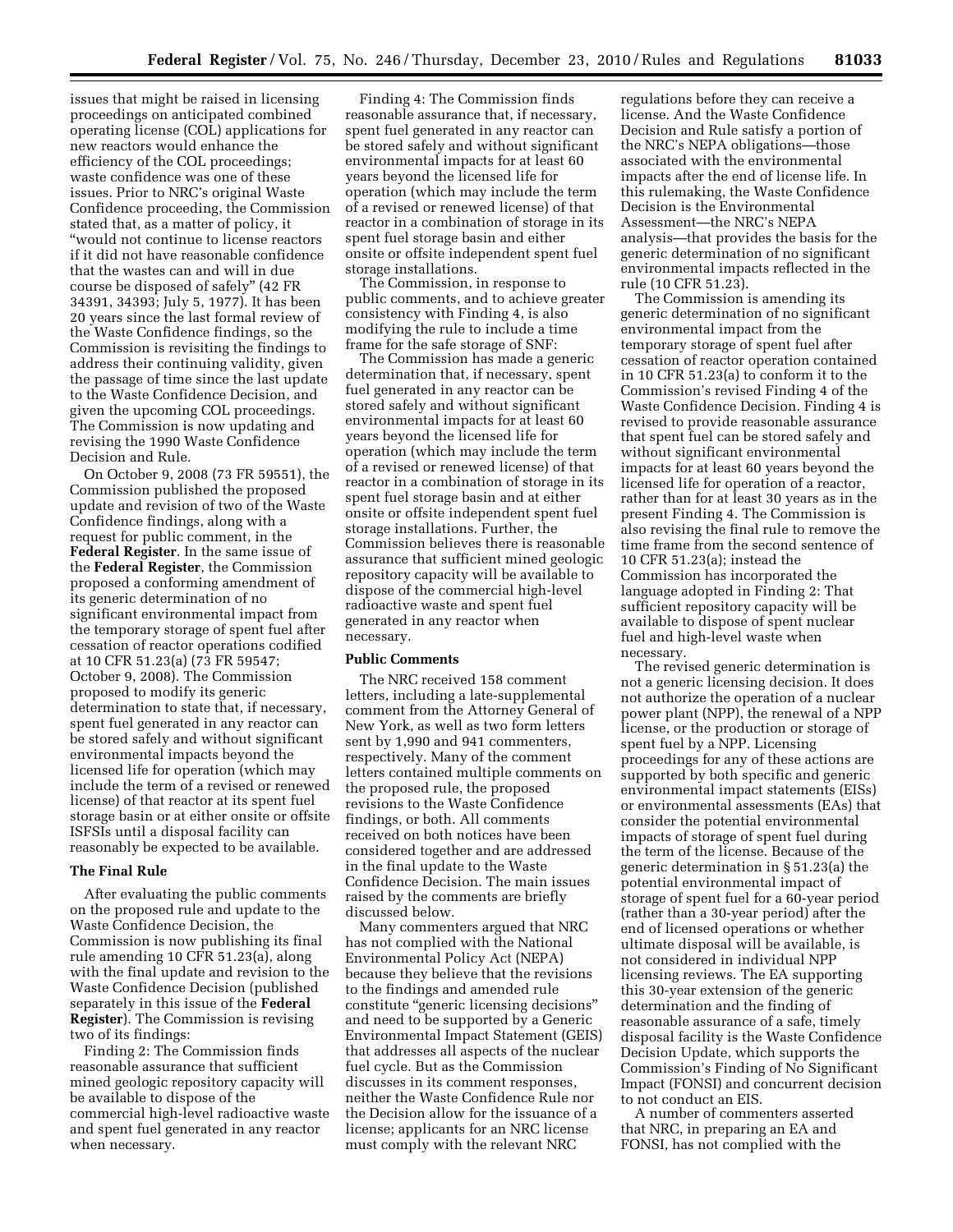issues that might be raised in licensing proceedings on anticipated combined operating license (COL) applications for new reactors would enhance the efficiency of the COL proceedings; waste confidence was one of these issues. Prior to NRC's original Waste Confidence proceeding, the Commission stated that, as a matter of policy, it "would not continue to license reactors if it did not have reasonable confidence that the wastes can and will in due course be disposed of safely" (42 FR 34391, 34393; July 5, 1977). It has been 20 years since the last formal review of the Waste Confidence findings, so the Commission is revisiting the findings to address their continuing validity, given the passage of time since the last update to the Waste Confidence Decision, and given the upcoming COL proceedings. The Commission is now updating and revising the 1990 Waste Confidence Decision and Rule.

On October 9, 2008 (73 FR 59551), the Commission published the proposed update and revision of two of the Waste Confidence findings, along with a request for public comment, in the **Federal Register**. In the same issue of the **Federal Register**, the Commission proposed a conforming amendment of its generic determination of no significant environmental impact from the temporary storage of spent fuel after cessation of reactor operations codified at 10 CFR 51.23(a) (73 FR 59547; October 9, 2008). The Commission proposed to modify its generic determination to state that, if necessary, spent fuel generated in any reactor can be stored safely and without significant environmental impacts beyond the licensed life for operation (which may include the term of a revised or renewed license) of that reactor at its spent fuel storage basin or at either onsite or offsite ISFSIs until a disposal facility can reasonably be expected to be available.

### The Final Rule

After evaluating the public comments on the proposed rule and update to the Waste Confidence Decision, the Commission is now publishing its final rule amending 10 CFR 51.23(a), along with the final update and revision to the Waste Confidence Decision (published separately in this issue of the **Federal Register**). The Commission is revising two of its findings:

Finding 2: The Commission finds reasonable assurance that sufficient mined geologic repository capacity will be available to dispose of the commercial high-level radioactive waste and spent fuel generated in any reactor when necessary.

Finding 4: The Commission finds reasonable assurance that, if necessary, spent fuel generated in any reactor can be stored safely and without significant environmental impacts for at least 60 years beyond the licensed life for operation (which may include the term of a revised or renewed license) of that reactor in a combination of storage in its spent fuel storage basin and either onsite or offsite independent spent fuel storage installations.

The Commission, in response to public comments, and to achieve greater consistency with Finding 4, is also modifying the rule to include a time frame for the safe storage of SNF:

The Commission has made a generic determination that, if necessary, spent fuel generated in any reactor can be stored safely and without significant environmental impacts for at least 60 years beyond the licensed life for operation (which may include the term of a revised or renewed license) of that reactor in a combination of storage in its spent fuel storage basin and at either onsite or offsite independent spent fuel storage installations. Further, the Commission believes there is reasonable assurance that sufficient mined geologic repository capacity will be available to dispose of the commercial high-level radioactive waste and spent fuel generated in any reactor when necessary.

### Public Comments

The NRC received 158 comment letters, including a late-supplemental comment from the Attorney General of New York, as well as two form letters sent by 1,990 and 941 commenters, respectively. Many of the comment letters contained multiple comments on the proposed rule, the proposed revisions to the Waste Confidence findings, or both. All comments received on both notices have been considered together and are addressed in the final update to the Waste Confidence Decision. The main issues raised by the comments are briefly discussed below.

Many commenters argued that NRC has not complied with the National Environmental Policy Act (NEPA) because they believe that the revisions to the findings and amended rule constitute "generic licensing decisions" and need to be supported by a Generic Environmental Impact Statement (GEIS) that addresses all aspects of the nuclear fuel cycle. But as the Commission discusses in its comment responses, neither the Waste Confidence Rule nor the Decision allow for the issuance of a license; applicants for an NRC license must comply with the relevant NRC regulations before they can receive a license. And the Waste Confidence Decision and Rule satisfy a portion of the NRC's NEPA obligations—those associated with the environmental impacts after the end of license life. In this rulemaking, the Waste Confidence Decision is the Environmental Assessment—the NRC's NEPA analysis—that provides the basis for the generic determination of no significant environmental impacts reflected in the rule (10 CFR 51.23).

The Commission is amending its generic determination of no significant environmental impact from the temporary storage of spent fuel after cessation of reactor operation contained in 10 CFR 51.23(a) to conform it to the Commission's revised Finding 4 of the Waste Confidence Decision. Finding 4 is revised to provide reasonable assurance that spent fuel can be stored safely and without significant environmental impacts for at least 60 years beyond the licensed life for operation of a reactor, rather than for at least 30 years as in the present Finding 4. The Commission is also revising the final rule to remove the time frame from the second sentence of 10 CFR 51.23(a); instead the Commission has incorporated the language adopted in Finding 2: That sufficient repository capacity will be available to dispose of spent nuclear fuel and high-level waste when necessary.

The revised generic determination is not a generic licensing decision. It does not authorize the operation of a nuclear power plant (NPP), the renewal of a NPP license, or the production or storage of spent fuel by a NPP. Licensing proceedings for any of these actions are supported by both specific and generic environmental impact statements (EISs) or environmental assessments (EAs) that consider the potential environmental impacts of storage of spent fuel during the term of the license. Because of the generic determination in § 51.23(a) the potential environmental impact of storage of spent fuel for a 60-year period (rather than a 30-year period) after the end of licensed operations or whether ultimate disposal will be available, is not considered in individual NPP licensing reviews. The EA supporting this 30-year extension of the generic determination and the finding of reasonable assurance of a safe, timely disposal facility is the Waste Confidence Decision Update, which supports the Commission's Finding of No Significant Impact (FONSI) and concurrent decision to not conduct an EIS.

A number of commenters asserted that NRC, in preparing an EA and FONSI, has not complied with the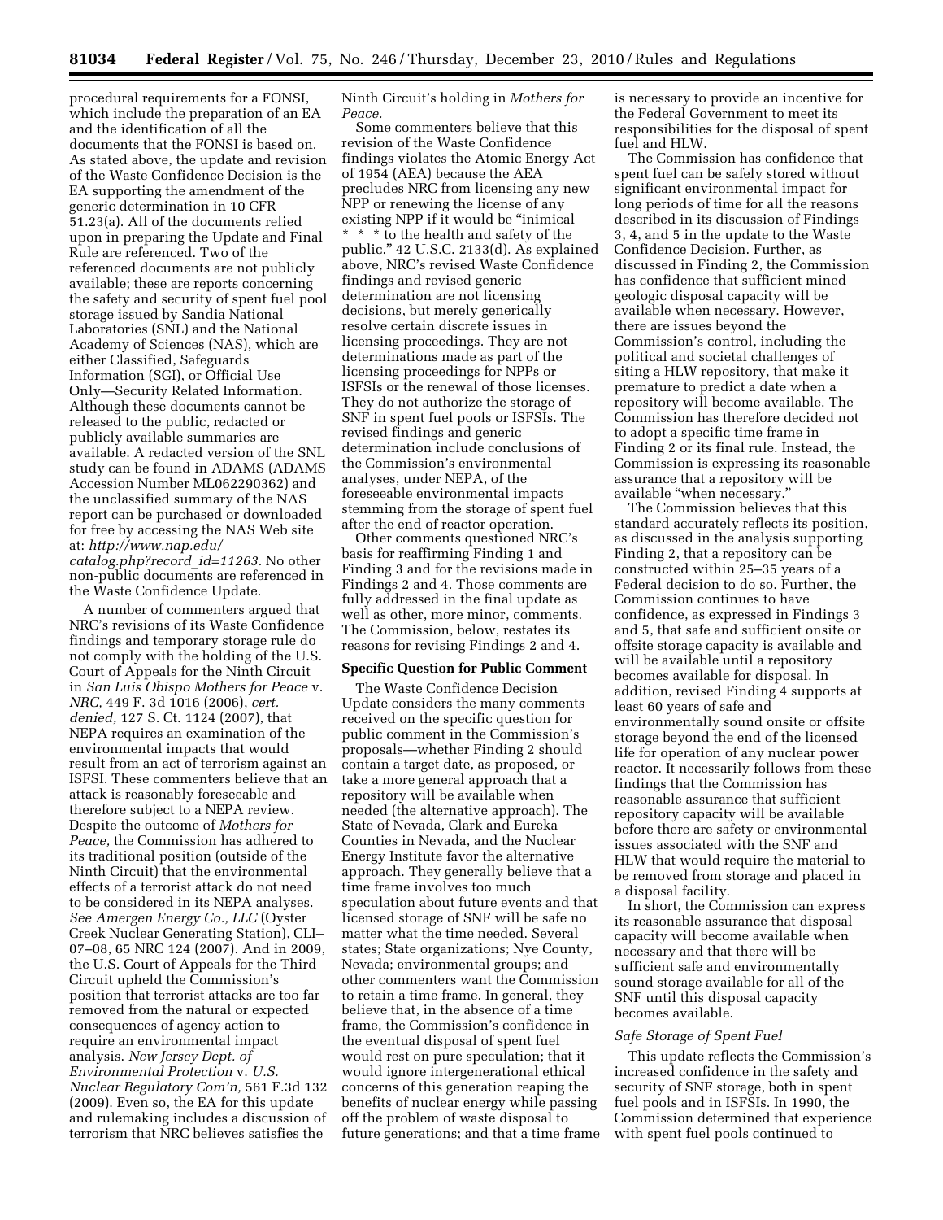procedural requirements for a FONSI, which include the preparation of an EA and the identification of all the documents that the FONSI is based on. As stated above, the update and revision of the Waste Confidence Decision is the EA supporting the amendment of the generic determination in 10 CFR 51.23(a). All of the documents relied upon in preparing the Update and Final Rule are referenced. Two of the referenced documents are not publicly available; these are reports concerning the safety and security of spent fuel pool storage issued by Sandia National Laboratories (SNL) and the National Academy of Sciences (NAS), which are either Classified, Safeguards Information (SGI), or Official Use Only—Security Related Information. Although these documents cannot be released to the public, redacted or publicly available summaries are available. A redacted version of the SNL study can be found in ADAMS (ADAMS Accession Number ML062290362) and the unclassified summary of the NAS report can be purchased or downloaded for free by accessing the NAS Web site at: *http://www.nap.edu/catalog.php?record_id=11263.* No other non-public documents are referenced in the Waste Confidence Update.

A number of commenters argued that NRC's revisions of its Waste Confidence findings and temporary storage rule do not comply with the holding of the U.S. Court of Appeals for the Ninth Circuit in *San Luis Obispo Mothers for Peace* v. *NRC,* 449 F. 3d 1016 (2006), *cert. denied,* 127 S. Ct. 1124 (2007), that NEPA requires an examination of the environmental impacts that would result from an act of terrorism against an ISFSI. These commenters believe that an attack is reasonably foreseeable and therefore subject to a NEPA review. Despite the outcome of *Mothers for Peace,* the Commission has adhered to its traditional position (outside of the Ninth Circuit) that the environmental effects of a terrorist attack do not need to be considered in its NEPA analyses. *See Amergen Energy Co., LLC* (Oyster Creek Nuclear Generating Station), CLI–07–08, 65 NRC 124 (2007). And in 2009, the U.S. Court of Appeals for the Third Circuit upheld the Commission's position that terrorist attacks are too far removed from the natural or expected consequences of agency action to require an environmental impact analysis. *New Jersey Dept. of Environmental Protection* v. *U.S. Nuclear Regulatory Com'n,* 561 F.3d 132 (2009). Even so, the EA for this update and rulemaking includes a discussion of terrorism that NRC believes satisfies the Ninth Circuit's holding in *Mothers for Peace.*

Some commenters believe that this revision of the Waste Confidence findings violates the Atomic Energy Act of 1954 (AEA) because the AEA precludes NRC from licensing any new NPP or renewing the license of any existing NPP if it would be "inimical * * * to the health and safety of the public." 42 U.S.C. 2133(d). As explained above, NRC's revised Waste Confidence findings and revised generic determination are not licensing decisions, but merely generically resolve certain discrete issues in licensing proceedings. They are not determinations made as part of the licensing proceedings for NPPs or ISFSIs or the renewal of those licenses. They do not authorize the storage of SNF in spent fuel pools or ISFSIs. The revised findings and generic determination include conclusions of the Commission's environmental analyses, under NEPA, of the foreseeable environmental impacts stemming from the storage of spent fuel after the end of reactor operation.

Other comments questioned NRC's basis for reaffirming Finding 1 and Finding 3 and for the revisions made in Findings 2 and 4. Those comments are fully addressed in the final update as well as other, more minor, comments. The Commission, below, restates its reasons for revising Findings 2 and 4.

**Specific Question for Public Comment**

The Waste Confidence Decision Update considers the many comments received on the specific question for public comment in the Commission's proposals—whether Finding 2 should contain a target date, as proposed, or take a more general approach that a repository will be available when needed (the alternative approach). The State of Nevada, Clark and Eureka Counties in Nevada, and the Nuclear Energy Institute favor the alternative approach. They generally believe that a time frame involves too much speculation about future events and that licensed storage of SNF will be safe no matter what the time needed. Several states; State organizations; Nye County, Nevada; environmental groups; and other commenters want the Commission to retain a time frame. In general, they believe that, in the absence of a time frame, the Commission's confidence in the eventual disposal of spent fuel would rest on pure speculation; that it would ignore intergenerational ethical concerns of this generation reaping the benefits of nuclear energy while passing off the problem of waste disposal to future generations; and that a time frame is necessary to provide an incentive for the Federal Government to meet its responsibilities for the disposal of spent fuel and HLW.

The Commission has confidence that spent fuel can be safely stored without significant environmental impact for long periods of time for all the reasons described in its discussion of Findings 3, 4, and 5 in the update to the Waste Confidence Decision. Further, as discussed in Finding 2, the Commission has confidence that sufficient mined geologic disposal capacity will be available when necessary. However, there are issues beyond the Commission's control, including the political and societal challenges of siting a HLW repository, that make it premature to predict a date when a repository will become available. The Commission has therefore decided not to adopt a specific time frame in Finding 2 or its final rule. Instead, the Commission is expressing its reasonable assurance that a repository will be available "when necessary."

The Commission believes that this standard accurately reflects its position, as discussed in the analysis supporting Finding 2, that a repository can be constructed within 25–35 years of a Federal decision to do so. Further, the Commission continues to have confidence, as expressed in Findings 3 and 5, that safe and sufficient onsite or offsite storage capacity is available and will be available until a repository becomes available for disposal. In addition, revised Finding 4 supports at least 60 years of safe and environmentally sound onsite or offsite storage beyond the end of the licensed life for operation of any nuclear power reactor. It necessarily follows from these findings that the Commission has reasonable assurance that sufficient repository capacity will be available before there are safety or environmental issues associated with the SNF and HLW that would require the material to be removed from storage and placed in a disposal facility.

In short, the Commission can express its reasonable assurance that disposal capacity will become available when necessary and that there will be sufficient safe and environmentally sound storage available for all of the SNF until this disposal capacity becomes available.

*Safe Storage of Spent Fuel*

This update reflects the Commission's increased confidence in the safety and security of SNF storage, both in spent fuel pools and in ISFSIs. In 1990, the Commission determined that experience with spent fuel pools continued to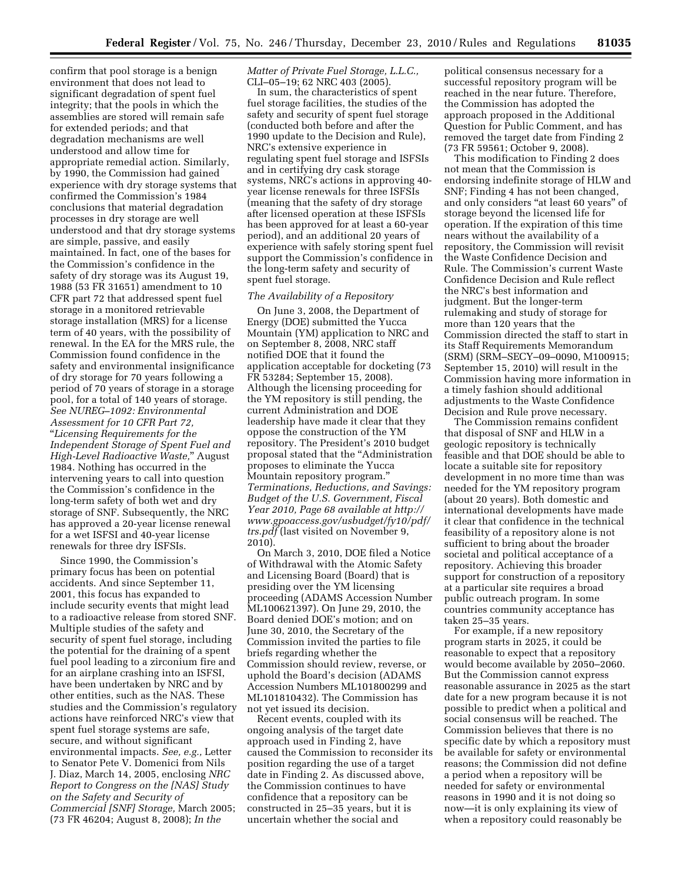confirm that pool storage is a benign environment that does not lead to significant degradation of spent fuel integrity; that the pools in which the assemblies are stored will remain safe for extended periods; and that degradation mechanisms are well understood and allow time for appropriate remedial action. Similarly, by 1990, the Commission had gained experience with dry storage systems that confirmed the Commission's 1984 conclusions that material degradation processes in dry storage are well understood and that dry storage systems are simple, passive, and easily maintained. In fact, one of the bases for the Commission's confidence in the safety of dry storage was its August 19, 1988 (53 FR 31651) amendment to 10 CFR part 72 that addressed spent fuel storage in a monitored retrievable storage installation (MRS) for a license term of 40 years, with the possibility of renewal. In the EA for the MRS rule, the Commission found confidence in the safety and environmental insignificance of dry storage for 70 years following a period of 70 years of storage in a storage pool, for a total of 140 years of storage. *See NUREG–1092: Environmental Assessment for 10 CFR Part 72,* "*Licensing Requirements for the Independent Storage of Spent Fuel and High-Level Radioactive Waste,*" August 1984. Nothing has occurred in the intervening years to call into question the Commission's confidence in the long-term safety of both wet and dry storage of SNF. Subsequently, the NRC has approved a 20-year license renewal for a wet ISFSI and 40-year license renewals for three dry ISFSIs.

Since 1990, the Commission's primary focus has been on potential accidents. And since September 11, 2001, this focus has expanded to include security events that might lead to a radioactive release from stored SNF. Multiple studies of the safety and security of spent fuel storage, including the potential for the draining of a spent fuel pool leading to a zirconium fire and for an airplane crashing into an ISFSI, have been undertaken by NRC and by other entities, such as the NAS. These studies and the Commission's regulatory actions have reinforced NRC's view that spent fuel storage systems are safe, secure, and without significant environmental impacts. *See, e.g.,* Letter to Senator Pete V. Domenici from Nils J. Diaz, March 14, 2005, enclosing *NRC Report to Congress on the [NAS] Study on the Safety and Security of Commercial [SNF] Storage,* March 2005; (73 FR 46204; August 8, 2008); *In the Matter of Private Fuel Storage, L.L.C.,* CLI–05–19; 62 NRC 403 (2005).

In sum, the characteristics of spent fuel storage facilities, the studies of the safety and security of spent fuel storage (conducted both before and after the 1990 update to the Decision and Rule), NRC's extensive experience in regulating spent fuel storage and ISFSIs and in certifying dry cask storage systems, NRC's actions in approving 40-year license renewals for three ISFSIs (meaning that the safety of dry storage after licensed operation at these ISFSIs has been approved for at least a 60-year period), and an additional 20 years of experience with safely storing spent fuel support the Commission's confidence in the long-term safety and security of spent fuel storage.

*The Availability of a Repository*

On June 3, 2008, the Department of Energy (DOE) submitted the Yucca Mountain (YM) application to NRC and on September 8, 2008, NRC staff notified DOE that it found the application acceptable for docketing (73 FR 53284; September 15, 2008). Although the licensing proceeding for the YM repository is still pending, the current Administration and DOE leadership have made it clear that they oppose the construction of the YM repository. The President's 2010 budget proposal stated that the "Administration proposes to eliminate the Yucca Mountain repository program." *Terminations, Reductions, and Savings: Budget of the U.S. Government, Fiscal Year 2010, Page 68 available at http://www.gpoaccess.gov/usbudget/fy10/pdf/trs.pdf* (last visited on November 9, 2010).

On March 3, 2010, DOE filed a Notice of Withdrawal with the Atomic Safety and Licensing Board (Board) that is presiding over the YM licensing proceeding (ADAMS Accession Number ML100621397). On June 29, 2010, the Board denied DOE's motion; and on June 30, 2010, the Secretary of the Commission invited the parties to file briefs regarding whether the Commission should review, reverse, or uphold the Board's decision (ADAMS Accession Numbers ML101800299 and ML101810432). The Commission has not yet issued its decision.

Recent events, coupled with its ongoing analysis of the target date approach used in Finding 2, have caused the Commission to reconsider its position regarding the use of a target date in Finding 2. As discussed above, the Commission continues to have confidence that a repository can be constructed in 25–35 years, but it is uncertain whether the social and political consensus necessary for a successful repository program will be reached in the near future. Therefore, the Commission has adopted the approach proposed in the Additional Question for Public Comment, and has removed the target date from Finding 2 (73 FR 59561; October 9, 2008).

This modification to Finding 2 does not mean that the Commission is endorsing indefinite storage of HLW and SNF; Finding 4 has not been changed, and only considers "at least 60 years" of storage beyond the licensed life for operation. If the expiration of this time nears without the availability of a repository, the Commission will revisit the Waste Confidence Decision and Rule. The Commission's current Waste Confidence Decision and Rule reflect the NRC's best information and judgment. But the longer-term rulemaking and study of storage for more than 120 years that the Commission directed the staff to start in its Staff Requirements Memorandum (SRM) (SRM–SECY–09–0090, M100915; September 15, 2010) will result in the Commission having more information in a timely fashion should additional adjustments to the Waste Confidence Decision and Rule prove necessary.

The Commission remains confident that disposal of SNF and HLW in a geologic repository is technically feasible and that DOE should be able to locate a suitable site for repository development in no more time than was needed for the YM repository program (about 20 years). Both domestic and international developments have made it clear that confidence in the technical feasibility of a repository alone is not sufficient to bring about the broader societal and political acceptance of a repository. Achieving this broader support for construction of a repository at a particular site requires a broad public outreach program. In some countries community acceptance has taken 25–35 years.

For example, if a new repository program starts in 2025, it could be reasonable to expect that a repository would become available by 2050–2060. But the Commission cannot express reasonable assurance in 2025 as the start date for a new program because it is not possible to predict when a political and social consensus will be reached. The Commission believes that there is no specific date by which a repository must be available for safety or environmental reasons; the Commission did not define a period when a repository will be needed for safety or environmental reasons in 1990 and it is not doing so now—it is only explaining its view of when a repository could reasonably be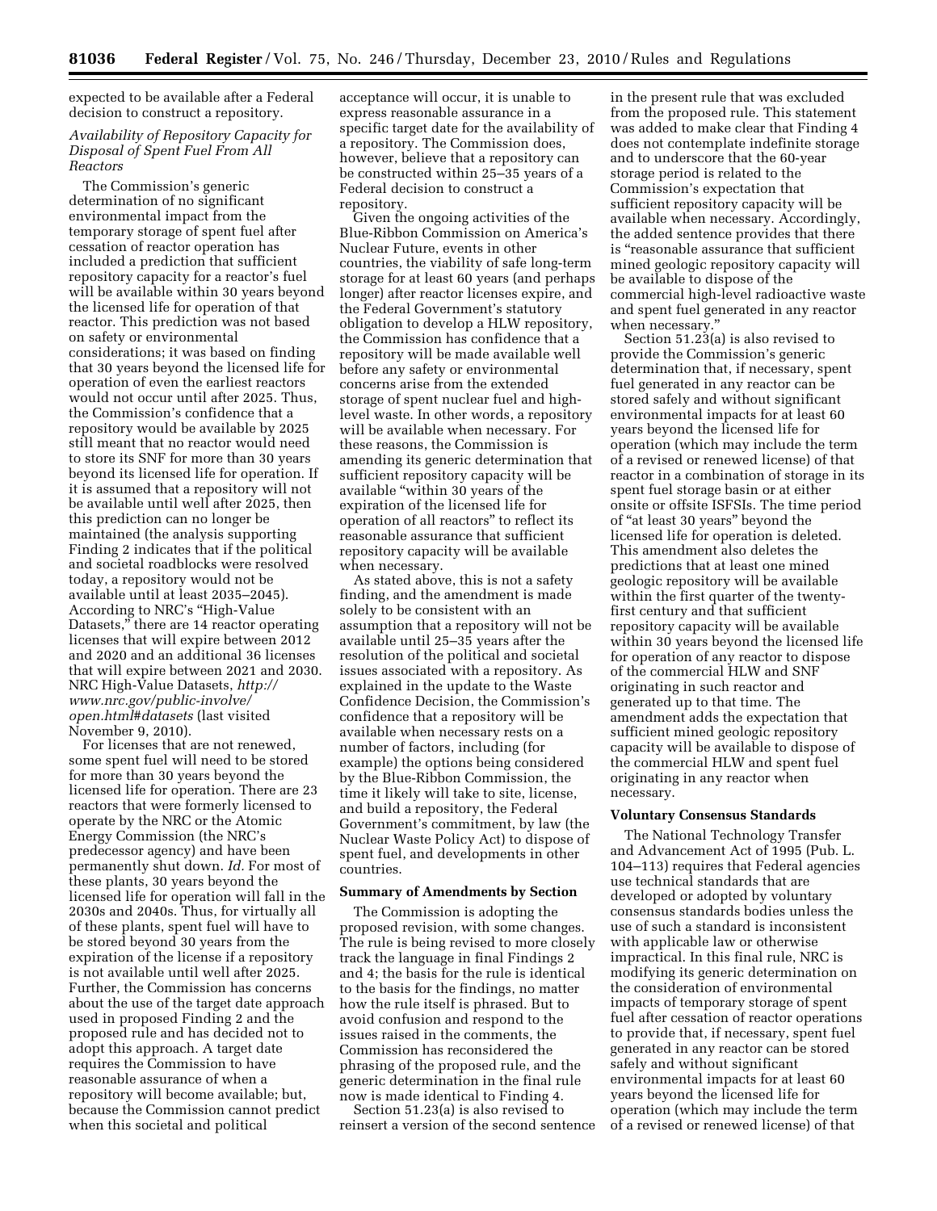expected to be available after a Federal decision to construct a repository.

*Availability of Repository Capacity for Disposal of Spent Fuel From All Reactors*

The Commission's generic determination of no significant environmental impact from the temporary storage of spent fuel after cessation of reactor operation has included a prediction that sufficient repository capacity for a reactor's fuel will be available within 30 years beyond the licensed life for operation of that reactor. This prediction was not based on safety or environmental considerations; it was based on finding that 30 years beyond the licensed life for operation of even the earliest reactors would not occur until after 2025. Thus, the Commission's confidence that a repository would be available by 2025 still meant that no reactor would need to store its SNF for more than 30 years beyond its licensed life for operation. If it is assumed that a repository will not be available until well after 2025, then this prediction can no longer be maintained (the analysis supporting Finding 2 indicates that if the political and societal roadblocks were resolved today, a repository would not be available until at least 2035–2045). According to NRC's "High-Value Datasets," there are 14 reactor operating licenses that will expire between 2012 and 2020 and an additional 36 licenses that will expire between 2021 and 2030. NRC High-Value Datasets, *http://www.nrc.gov/public-involve/open.html#datasets* (last visited November 9, 2010).

For licenses that are not renewed, some spent fuel will need to be stored for more than 30 years beyond the licensed life for operation. There are 23 reactors that were formerly licensed to operate by the NRC or the Atomic Energy Commission (the NRC's predecessor agency) and have been permanently shut down. *Id.* For most of these plants, 30 years beyond the licensed life for operation will fall in the 2030s and 2040s. Thus, for virtually all of these plants, spent fuel will have to be stored beyond 30 years from the expiration of the license if a repository is not available until well after 2025. Further, the Commission has concerns about the use of the target date approach used in proposed Finding 2 and the proposed rule and has decided not to adopt this approach. A target date requires the Commission to have reasonable assurance of when a repository will become available; but, because the Commission cannot predict when this societal and political acceptance will occur, it is unable to express reasonable assurance in a specific target date for the availability of a repository. The Commission does, however, believe that a repository can be constructed within 25–35 years of a Federal decision to construct a repository.

Given the ongoing activities of the Blue-Ribbon Commission on America's Nuclear Future, events in other countries, the viability of safe long-term storage for at least 60 years (and perhaps longer) after reactor licenses expire, and the Federal Government's statutory obligation to develop a HLW repository, the Commission has confidence that a repository will be made available well before any safety or environmental concerns arise from the extended storage of spent nuclear fuel and high-level waste. In other words, a repository will be available when necessary. For these reasons, the Commission is amending its generic determination that sufficient repository capacity will be available "within 30 years of the expiration of the licensed life for operation of all reactors" to reflect its reasonable assurance that sufficient repository capacity will be available when necessary.

As stated above, this is not a safety finding, and the amendment is made solely to be consistent with an assumption that a repository will not be available until 25–35 years after the resolution of the political and societal issues associated with a repository. As explained in the update to the Waste Confidence Decision, the Commission's confidence that a repository will be available when necessary rests on a number of factors, including (for example) the options being considered by the Blue-Ribbon Commission, the time it likely will take to site, license, and build a repository, the Federal Government's commitment, by law (the Nuclear Waste Policy Act) to dispose of spent fuel, and developments in other countries.

**Summary of Amendments by Section**

The Commission is adopting the proposed revision, with some changes. The rule is being revised to more closely track the language in final Findings 2 and 4; the basis for the rule is identical to the basis for the findings, no matter how the rule itself is phrased. But to avoid confusion and respond to the issues raised in the comments, the Commission has reconsidered the phrasing of the proposed rule, and the generic determination in the final rule now is made identical to Finding 4.

Section 51.23(a) is also revised to reinsert a version of the second sentence in the present rule that was excluded from the proposed rule. This statement was added to make clear that Finding 4 does not contemplate indefinite storage and to underscore that the 60-year storage period is related to the Commission's expectation that sufficient repository capacity will be available when necessary. Accordingly, the added sentence provides that there is "reasonable assurance that sufficient mined geologic repository capacity will be available to dispose of the commercial high-level radioactive waste and spent fuel generated in any reactor when necessary."

Section 51.23(a) is also revised to provide the Commission's generic determination that, if necessary, spent fuel generated in any reactor can be stored safely and without significant environmental impacts for at least 60 years beyond the licensed life for operation (which may include the term of a revised or renewed license) of that reactor in a combination of storage in its spent fuel storage basin or at either onsite or offsite ISFSIs. The time period of "at least 30 years" beyond the licensed life for operation is deleted. This amendment also deletes the predictions that at least one mined geologic repository will be available within the first quarter of the twenty-first century and that sufficient repository capacity will be available within 30 years beyond the licensed life for operation of any reactor to dispose of the commercial HLW and SNF originating in such reactor and generated up to that time. The amendment adds the expectation that sufficient mined geologic repository capacity will be available to dispose of the commercial HLW and spent fuel originating in any reactor when necessary.

**Voluntary Consensus Standards**

The National Technology Transfer and Advancement Act of 1995 (Pub. L. 104–113) requires that Federal agencies use technical standards that are developed or adopted by voluntary consensus standards bodies unless the use of such a standard is inconsistent with applicable law or otherwise impractical. In this final rule, NRC is modifying its generic determination on the consideration of environmental impacts of temporary storage of spent fuel after cessation of reactor operations to provide that, if necessary, spent fuel generated in any reactor can be stored safely and without significant environmental impacts for at least 60 years beyond the licensed life for operation (which may include the term of a revised or renewed license) of that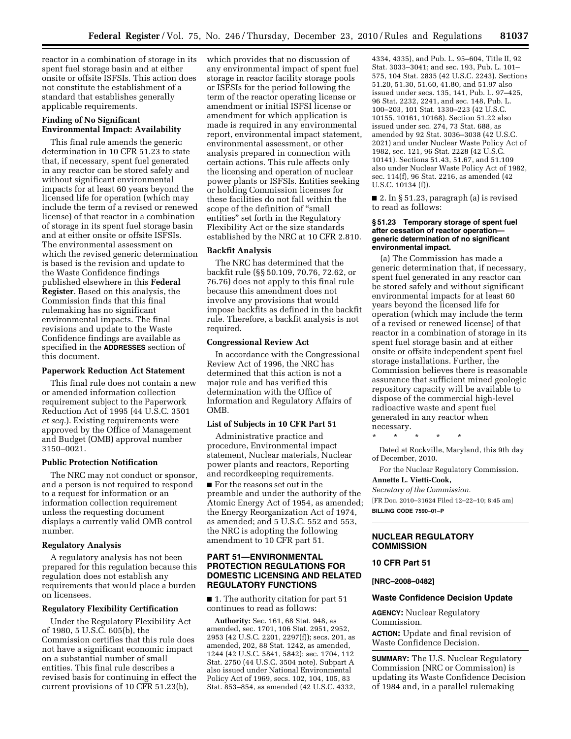reactor in a combination of storage in its spent fuel storage basin and at either onsite or offsite ISFSIs. This action does not constitute the establishment of a standard that establishes generally applicable requirements.

### Finding of No Significant Environmental Impact: Availability

This final rule amends the generic determination in 10 CFR 51.23 to state that, if necessary, spent fuel generated in any reactor can be stored safely and without significant environmental impacts for at least 60 years beyond the licensed life for operation (which may include the term of a revised or renewed license) of that reactor in a combination of storage in its spent fuel storage basin and at either onsite or offsite ISFSIs. The environmental assessment on which the revised generic determination is based is the revision and update to the Waste Confidence findings published elsewhere in this **Federal Register**. Based on this analysis, the Commission finds that this final rulemaking has no significant environmental impacts. The final revisions and update to the Waste Confidence findings are available as specified in the **ADDRESSES** section of this document.

### Paperwork Reduction Act Statement

This final rule does not contain a new or amended information collection requirement subject to the Paperwork Reduction Act of 1995 (44 U.S.C. 3501 *et seq.*). Existing requirements were approved by the Office of Management and Budget (OMB) approval number 3150–0021.

### Public Protection Notification

The NRC may not conduct or sponsor, and a person is not required to respond to a request for information or an information collection requirement unless the requesting document displays a currently valid OMB control number.

### Regulatory Analysis

A regulatory analysis has not been prepared for this regulation because this regulation does not establish any requirements that would place a burden on licensees.

### Regulatory Flexibility Certification

Under the Regulatory Flexibility Act of 1980, 5 U.S.C. 605(b), the Commission certifies that this rule does not have a significant economic impact on a substantial number of small entities. This final rule describes a revised basis for continuing in effect the current provisions of 10 CFR 51.23(b), which provides that no discussion of any environmental impact of spent fuel storage in reactor facility storage pools or ISFSIs for the period following the term of the reactor operating license or amendment or initial ISFSI license or amendment for which application is made is required in any environmental report, environmental impact statement, environmental assessment, or other analysis prepared in connection with certain actions. This rule affects only the licensing and operation of nuclear power plants or ISFSIs. Entities seeking or holding Commission licenses for these facilities do not fall within the scope of the definition of "small entities" set forth in the Regulatory Flexibility Act or the size standards established by the NRC at 10 CFR 2.810.

### Backfit Analysis

The NRC has determined that the backfit rule (§§ 50.109, 70.76, 72.62, or 76.76) does not apply to this final rule because this amendment does not involve any provisions that would impose backfits as defined in the backfit rule. Therefore, a backfit analysis is not required.

### Congressional Review Act

In accordance with the Congressional Review Act of 1996, the NRC has determined that this action is not a major rule and has verified this determination with the Office of Information and Regulatory Affairs of OMB.

### List of Subjects in 10 CFR Part 51

Administrative practice and procedure, Environmental impact statement, Nuclear materials, Nuclear power plants and reactors, Reporting and recordkeeping requirements.

■ For the reasons set out in the preamble and under the authority of the Atomic Energy Act of 1954, as amended; the Energy Reorganization Act of 1974, as amended; and 5 U.S.C. 552 and 553, the NRC is adopting the following amendment to 10 CFR part 51.

## PART 51—ENVIRONMENTAL PROTECTION REGULATIONS FOR DOMESTIC LICENSING AND RELATED REGULATORY FUNCTIONS

■ 1. The authority citation for part 51 continues to read as follows:

**Authority:** Sec. 161, 68 Stat. 948, as amended, sec. 1701, 106 Stat. 2951, 2952, 2953 (42 U.S.C. 2201, 2297(f)); secs. 201, as amended, 202, 88 Stat. 1242, as amended, 1244 (42 U.S.C. 5841, 5842); sec. 1704, 112 Stat. 2750 (44 U.S.C. 3504 note). Subpart A also issued under National Environmental Policy Act of 1969, secs. 102, 104, 105, 83 Stat. 853–854, as amended (42 U.S.C. 4332, 4334, 4335), and Pub. L. 95–604, Title II, 92 Stat. 3033–3041; and sec. 193, Pub. L. 101–575, 104 Stat. 2835 (42 U.S.C. 2243). Sections 51.20, 51.30, 51.60, 41.80, and 51.97 also issued under secs. 135, 141, Pub. L. 97–425, 96 Stat. 2232, 2241, and sec. 148, Pub. L. 100–203, 101 Stat. 1330–223 (42 U.S.C. 10155, 10161, 10168). Section 51.22 also issued under sec. 274, 73 Stat. 688, as amended by 92 Stat. 3036–3038 (42 U.S.C. 2021) and under Nuclear Waste Policy Act of 1982, sec. 121, 96 Stat. 2228 (42 U.S.C. 10141). Sections 51.43, 51.67, and 51.109 also under Nuclear Waste Policy Act of 1982, sec. 114(f), 96 Stat. 2216, as amended (42 U.S.C. 10134 (f)).

■ 2. In § 51.23, paragraph (a) is revised to read as follows:

#### § 51.23 Temporary storage of spent fuel after cessation of reactor operation—generic determination of no significant environmental impact.

(a) The Commission has made a generic determination that, if necessary, spent fuel generated in any reactor can be stored safely and without significant environmental impacts for at least 60 years beyond the licensed life for operation (which may include the term of a revised or renewed license) of that reactor in a combination of storage in its spent fuel storage basin and at either onsite or offsite independent spent fuel storage installations. Further, the Commission believes there is reasonable assurance that sufficient mined geologic repository capacity will be available to dispose of the commercial high-level radioactive waste and spent fuel generated in any reactor when necessary.

\* \* \* \* \*

Dated at Rockville, Maryland, this 9th day of December, 2010.

For the Nuclear Regulatory Commission.

**Annette L. Vietti-Cook,**

*Secretary of the Commission.*

[FR Doc. 2010–31624 Filed 12–22–10; 8:45 am]

**BILLING CODE 7590–01–P**

---

## NUCLEAR REGULATORY COMMISSION

### 10 CFR Part 51

**[NRC–2008–0482]**

### Waste Confidence Decision Update

**AGENCY:** Nuclear Regulatory Commission.

**ACTION:** Update and final revision of Waste Confidence Decision.

**SUMMARY:** The U.S. Nuclear Regulatory Commission (NRC or Commission) is updating its Waste Confidence Decision of 1984 and, in a parallel rulemaking